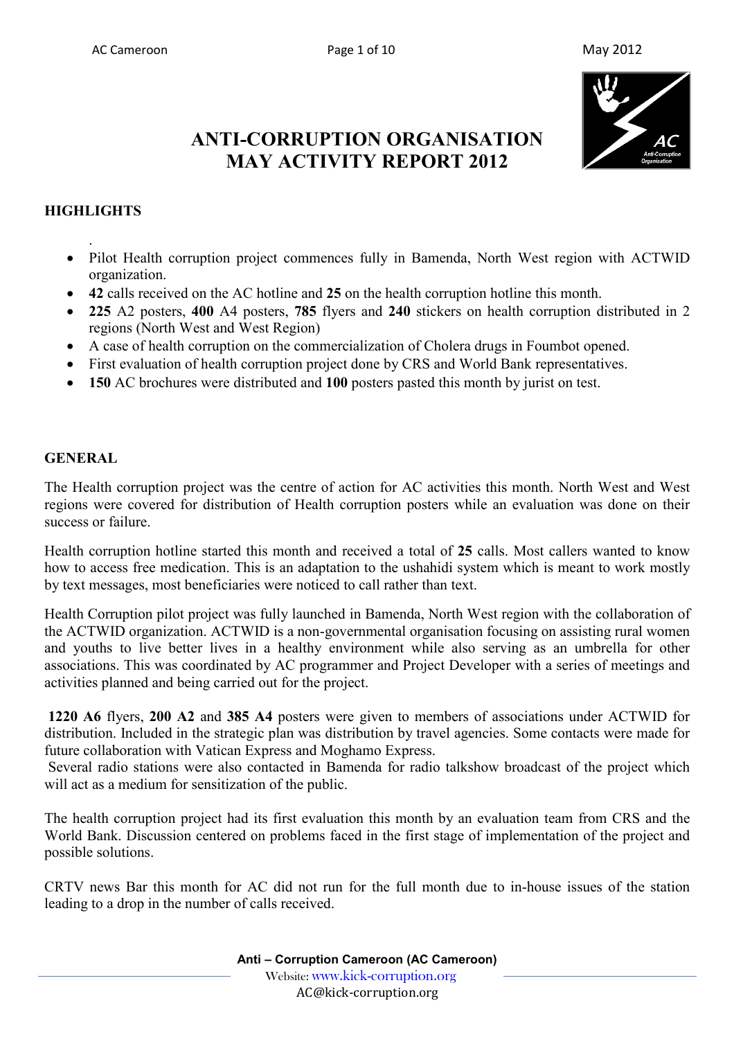# ANTI-CORRUPTION ORGANISATION MAY ACTIVITY REPORT 2012

## HIGHLIGHTS

.

- Pilot Health corruption project commences fully in Bamenda, North West region with ACTWID organization.
- **42** calls received on the AC hotline and **25** on the health corruption hotline this month.
- **225** A2 posters, **400** A4 posters, **785** flyers and **240** stickers on health corruption distributed in 2 regions (North West and West Region)
- A case of health corruption on the commercialization of Cholera drugs in Foumbot opened.
- First evaluation of health corruption project done by CRS and World Bank representatives.
- **150** AC brochures were distributed and **100** posters pasted this month by jurist on test.

## GENERAL

The Health corruption project was the centre of action for AC activities this month. North West and West regions were covered for distribution of Health corruption posters while an evaluation was done on their success or failure.

Health corruption hotline started this month and received a total of **25** calls. Most callers wanted to know how to access free medication. This is an adaptation to the ushahidi system which is meant to work mostly by text messages, most beneficiaries were noticed to call rather than text.

Health Corruption pilot project was fully launched in Bamenda, North West region with the collaboration of the ACTWID organization. ACTWID is a non-governmental organisation focusing on assisting rural women and youths to live better lives in a healthy environment while also serving as an umbrella for other associations. This was coordinated by AC programmer and Project Developer with a series of meetings and activities planned and being carried out for the project.

**1220 A6** flyers, **200 A2** and **385 A4** posters were given to members of associations under ACTWID for distribution. Included in the strategic plan was distribution by travel agencies. Some contacts were made for future collaboration with Vatican Express and Moghamo Express.

Several radio stations were also contacted in Bamenda for radio talkshow broadcast of the project which will act as a medium for sensitization of the public.

The health corruption project had its first evaluation this month by an evaluation team from CRS and the World Bank. Discussion centered on problems faced in the first stage of implementation of the project and possible solutions.

CRTV news Bar this month for AC did not run for the full month due to in-house issues of the station leading to a drop in the number of calls received.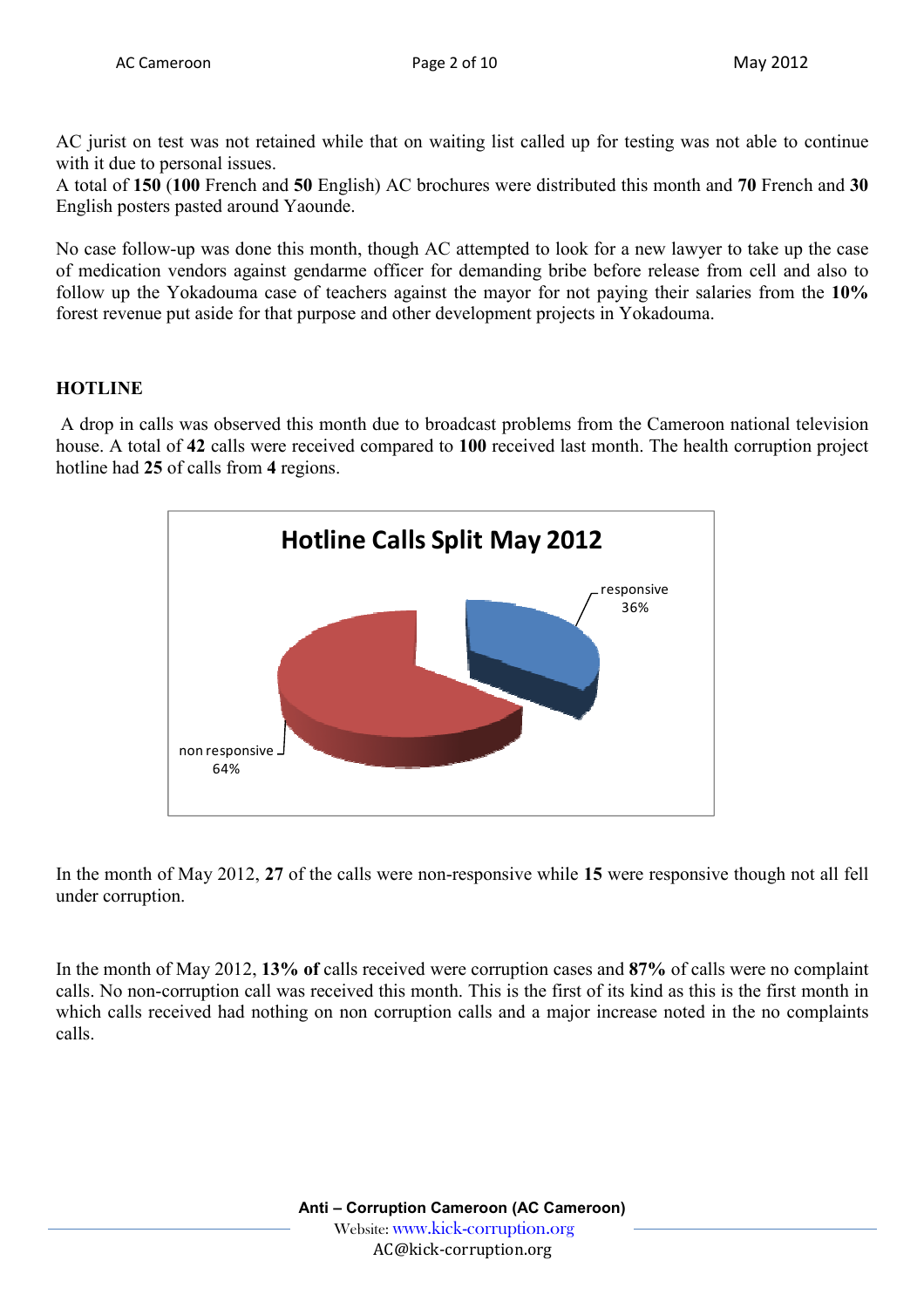AC jurist on test was not retained while that on waiting list called up for testing was not able to continue with it due to personal issues.
A total of **150** (**100** French and **50** English) AC brochures were distributed this month and **70** French and **30** English posters pasted around Yaounde.

No case follow-up was done this month, though AC attempted to look for a new lawyer to take up the case of medication vendors against gendarme officer for demanding bribe before release from cell and also to follow up the Yokadouma case of teachers against the mayor for not paying their salaries from the **10%** forest revenue put aside for that purpose and other development projects in Yokadouma.

## HOTLINE

A drop in calls was observed this month due to broadcast problems from the Cameroon national television house. A total of **42** calls were received compared to **100** received last month. The health corruption project hotline had **25** of calls from **4** regions.

**Hotline Calls Split May 2012**

| Category | Share |
|---|---|
| responsive | 36% |
| non responsive | 64% |

In the month of May 2012, **27** of the calls were non-responsive while **15** were responsive though not all fell under corruption.

In the month of May 2012, **13% of** calls received were corruption cases and **87%** of calls were no complaint calls. No non-corruption call was received this month. This is the first of its kind as this is the first month in which calls received had nothing on non corruption calls and a major increase noted in the no complaints calls.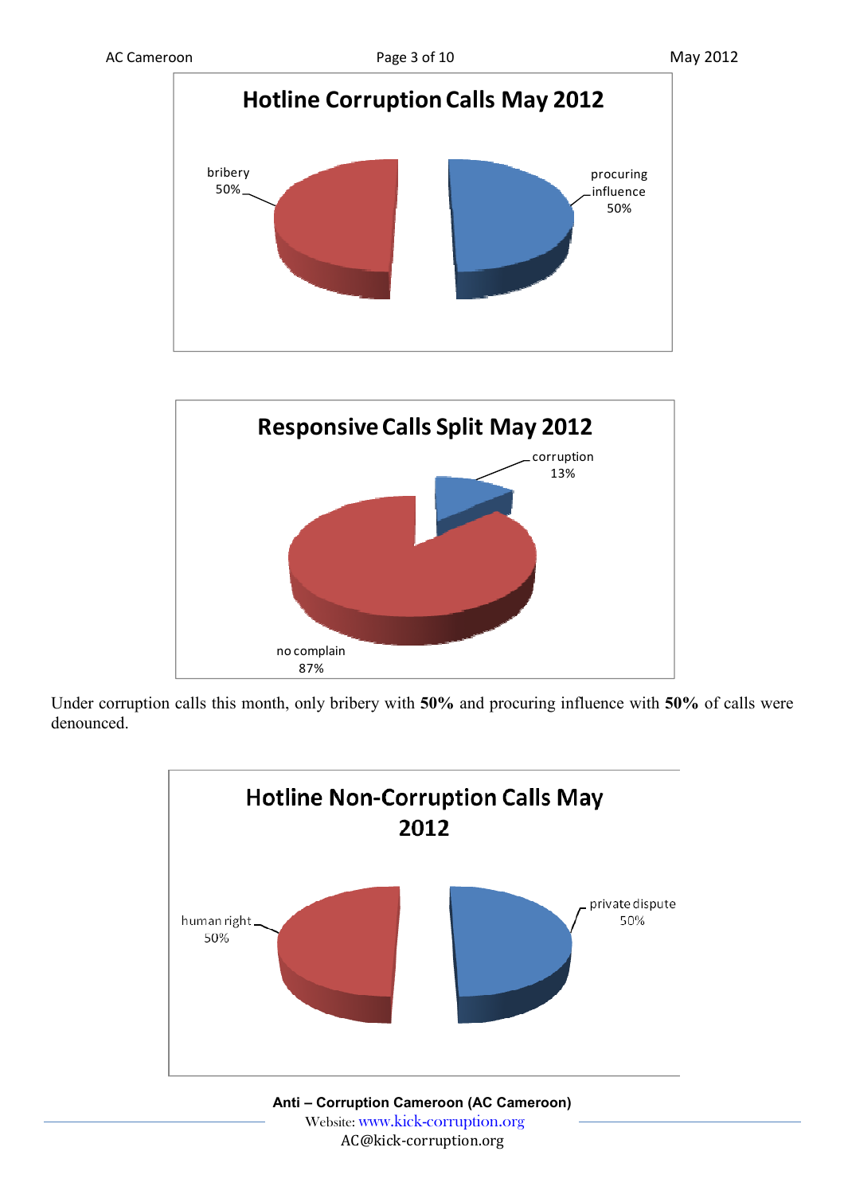**Hotline Corruption Calls May 2012**

bribery 50%

procuring influence 50%

**Responsive Calls Split May 2012**

corruption 13%

no complain 87%

Under corruption calls this month, only bribery with **50%** and procuring influence with **50%** of calls were denounced.

**Hotline Non-Corruption Calls May 2012**

human right 50%

private dispute 50%

**Anti – Corruption Cameroon (AC Cameroon)**
Website: www.kick-corruption.org
AC@kick-corruption.org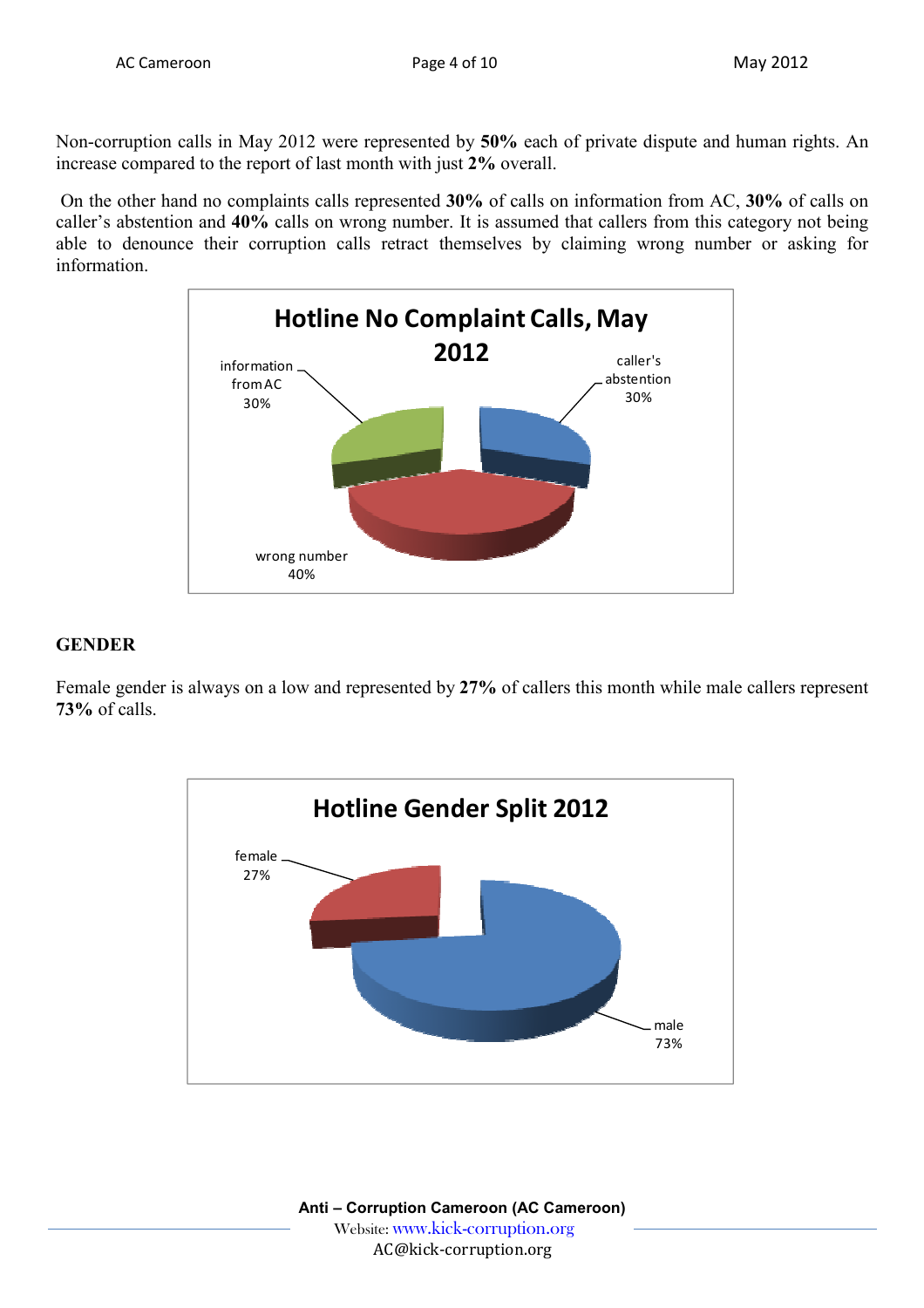Non-corruption calls in May 2012 were represented by **50%** each of private dispute and human rights. An increase compared to the report of last month with just **2%** overall.

On the other hand no complaints calls represented **30%** of calls on information from AC, **30%** of calls on caller's abstention and **40%** calls on wrong number. It is assumed that callers from this category not being able to denounce their corruption calls retract themselves by claiming wrong number or asking for information.

**Hotline No Complaint Calls, May 2012**

- information from AC 30%
- caller's abstention 30%
- wrong number 40%

## GENDER

Female gender is always on a low and represented by **27%** of callers this month while male callers represent **73%** of calls.

**Hotline Gender Split 2012**

- female 27%
- male 73%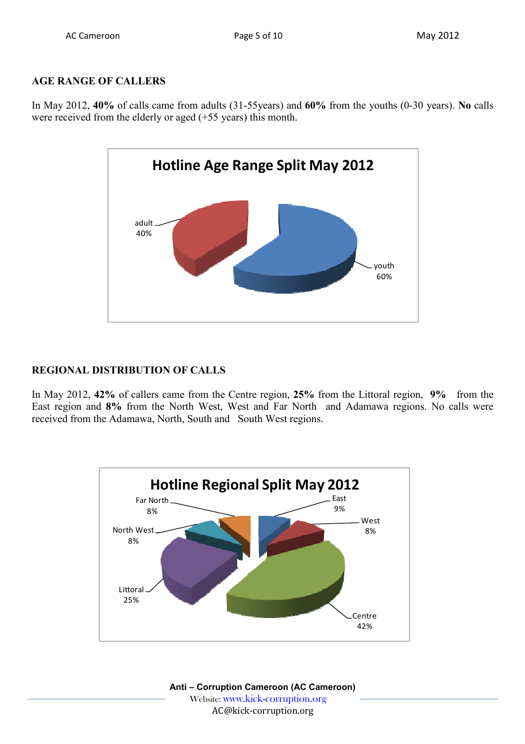## AGE RANGE OF CALLERS

In May 2012, **40%** of calls came from adults (31-55years) and **60%** from the youths (0-30 years). **No** calls were received from the elderly or aged (+55 years) this month.

**Hotline Age Range Split May 2012**

| Category | Share |
|---|---|
| adult | 40% |
| youth | 60% |

## REGIONAL DISTRIBUTION OF CALLS

In May 2012, **42%** of callers came from the Centre region, **25%** from the Littoral region, **9%** from the East region and **8%** from the North West, West and Far North and Adamawa regions. No calls were received from the Adamawa, North, South and South West regions.

**Hotline Regional Split May 2012**

| Region | Share |
|---|---|
| East | 9% |
| West | 8% |
| Centre | 42% |
| Littoral | 25% |
| North West | 8% |
| Far North | 8% |

**Anti – Corruption Cameroon (AC Cameroon)**
Website: www.kick-corruption.org
AC@kick-corruption.org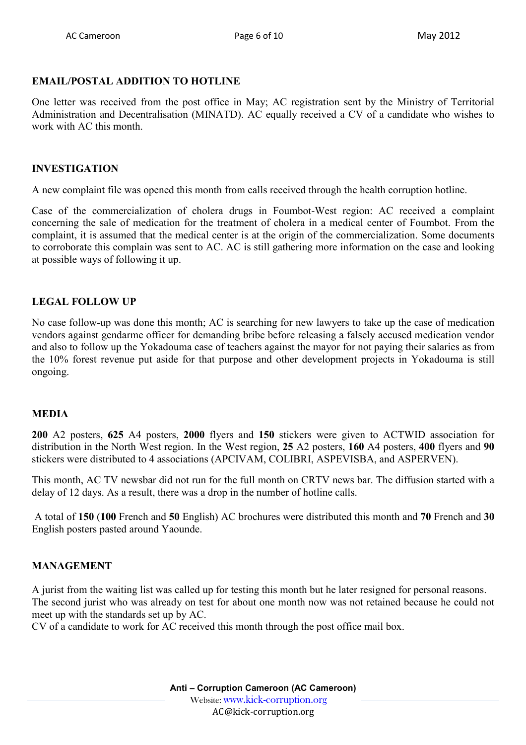## EMAIL/POSTAL ADDITION TO HOTLINE

One letter was received from the post office in May; AC registration sent by the Ministry of Territorial Administration and Decentralisation (MINATD). AC equally received a CV of a candidate who wishes to work with AC this month.

## INVESTIGATION

A new complaint file was opened this month from calls received through the health corruption hotline.

Case of the commercialization of cholera drugs in Foumbot-West region: AC received a complaint concerning the sale of medication for the treatment of cholera in a medical center of Foumbot. From the complaint, it is assumed that the medical center is at the origin of the commercialization. Some documents to corroborate this complain was sent to AC. AC is still gathering more information on the case and looking at possible ways of following it up.

## LEGAL FOLLOW UP

No case follow-up was done this month; AC is searching for new lawyers to take up the case of medication vendors against gendarme officer for demanding bribe before releasing a falsely accused medication vendor and also to follow up the Yokadouma case of teachers against the mayor for not paying their salaries as from the 10% forest revenue put aside for that purpose and other development projects in Yokadouma is still ongoing.

## MEDIA

**200** A2 posters, **625** A4 posters, **2000** flyers and **150** stickers were given to ACTWID association for distribution in the North West region. In the West region, **25** A2 posters, **160** A4 posters, **400** flyers and **90** stickers were distributed to 4 associations (APCIVAM, COLIBRI, ASPEVISBA, and ASPERVEN).

This month, AC TV newsbar did not run for the full month on CRTV news bar. The diffusion started with a delay of 12 days. As a result, there was a drop in the number of hotline calls.

A total of **150** (**100** French and **50** English) AC brochures were distributed this month and **70** French and **30** English posters pasted around Yaounde.

## MANAGEMENT

A jurist from the waiting list was called up for testing this month but he later resigned for personal reasons. The second jurist who was already on test for about one month now was not retained because he could not meet up with the standards set up by AC.

CV of a candidate to work for AC received this month through the post office mail box.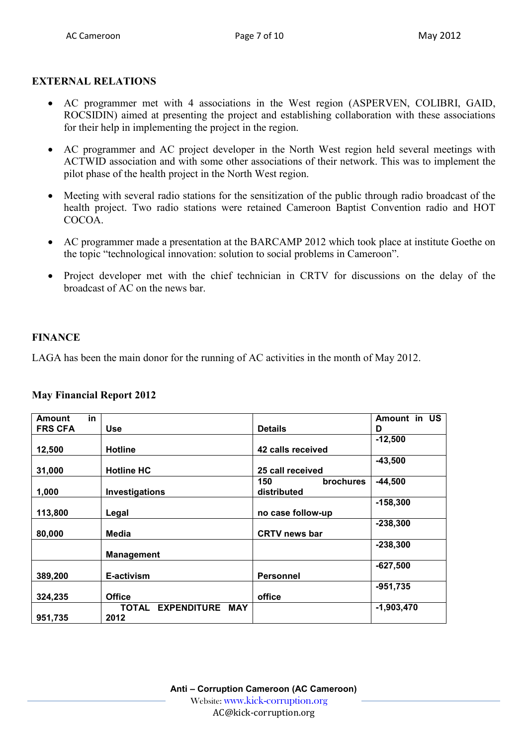**EXTERNAL RELATIONS**

- AC programmer met with 4 associations in the West region (ASPERVEN, COLIBRI, GAID, ROCSIDIN) aimed at presenting the project and establishing collaboration with these associations for their help in implementing the project in the region.
- AC programmer and AC project developer in the North West region held several meetings with ACTWID association and with some other associations of their network. This was to implement the pilot phase of the health project in the North West region.
- Meeting with several radio stations for the sensitization of the public through radio broadcast of the health project. Two radio stations were retained Cameroon Baptist Convention radio and HOT COCOA.
- AC programmer made a presentation at the BARCAMP 2012 which took place at institute Goethe on the topic "technological innovation: solution to social problems in Cameroon".
- Project developer met with the chief technician in CRTV for discussions on the delay of the broadcast of AC on the news bar.

**FINANCE**

LAGA has been the main donor for the running of AC activities in the month of May 2012.

**May Financial Report 2012**

| Amount in FRS CFA | Use | Details | Amount in USD |
|---|---|---|---|
| 12,500 | Hotline | 42 calls received | -12,500 |
| 31,000 | Hotline HC | 25 call received | -43,500 |
| 1,000 | Investigations | 150 brochures distributed | -44,500 |
| 113,800 | Legal | no case follow-up | -158,300 |
| 80,000 | Media | CRTV news bar | -238,300 |
| | Management | | -238,300 |
| 389,200 | E-activism | Personnel | -627,500 |
| 324,235 | Office | office | -951,735 |
| 951,735 | TOTAL EXPENDITURE MAY 2012 | | -1,903,470 |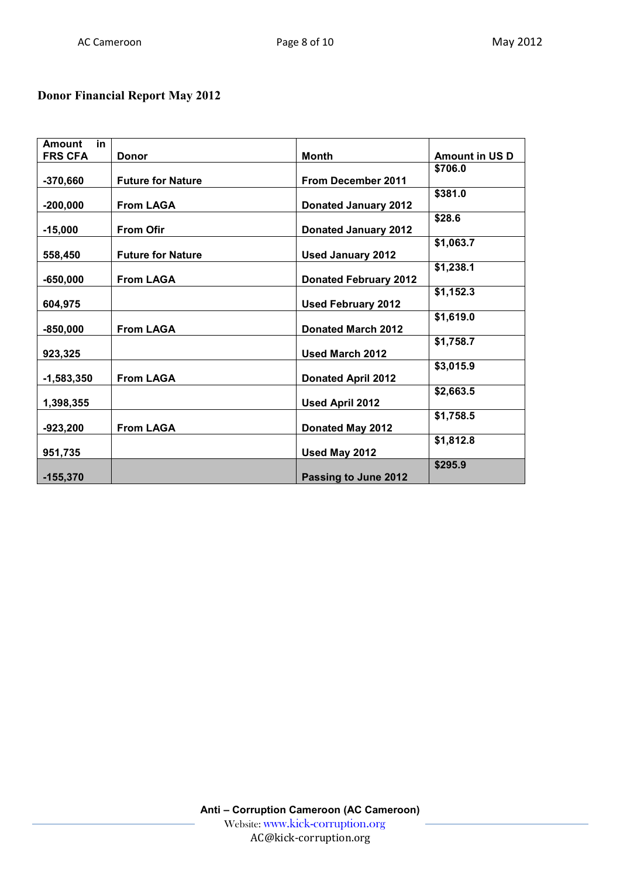**Donor Financial Report May 2012**

| Amount in FRS CFA | Donor | Month | Amount in US D |
|---|---|---|---|
| -370,660 | Future for Nature | From December 2011 | $706.0 |
| -200,000 | From LAGA | Donated January 2012 | $381.0 |
| -15,000 | From Ofir | Donated January 2012 | $28.6 |
| 558,450 | Future for Nature | Used January 2012 | $1,063.7 |
| -650,000 | From LAGA | Donated February 2012 | $1,238.1 |
| 604,975 | | Used February 2012 | $1,152.3 |
| -850,000 | From LAGA | Donated March 2012 | $1,619.0 |
| 923,325 | | Used March 2012 | $1,758.7 |
| -1,583,350 | From LAGA | Donated April 2012 | $3,015.9 |
| 1,398,355 | | Used April 2012 | $2,663.5 |
| -923,200 | From LAGA | Donated May 2012 | $1,758.5 |
| 951,735 | | Used May 2012 | $1,812.8 |
| -155,370 | | Passing to June 2012 | $295.9 |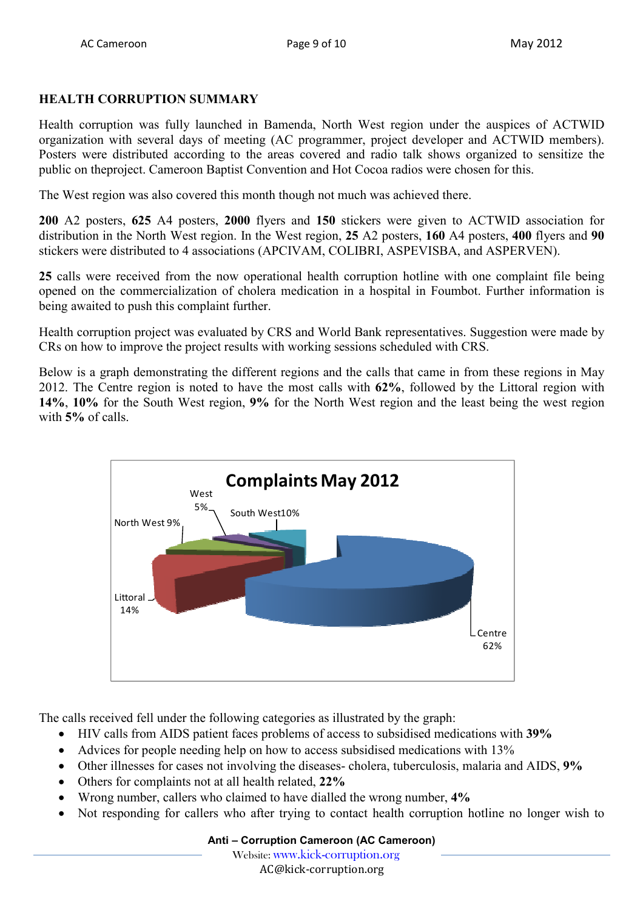## HEALTH CORRUPTION SUMMARY

Health corruption was fully launched in Bamenda, North West region under the auspices of ACTWID organization with several days of meeting (AC programmer, project developer and ACTWID members). Posters were distributed according to the areas covered and radio talk shows organized to sensitize the public on theproject. Cameroon Baptist Convention and Hot Cocoa radios were chosen for this.

The West region was also covered this month though not much was achieved there.

**200** A2 posters, **625** A4 posters, **2000** flyers and **150** stickers were given to ACTWID association for distribution in the North West region. In the West region, **25** A2 posters, **160** A4 posters, **400** flyers and **90** stickers were distributed to 4 associations (APCIVAM, COLIBRI, ASPEVISBA, and ASPERVEN).

**25** calls were received from the now operational health corruption hotline with one complaint file being opened on the commercialization of cholera medication in a hospital in Foumbot. Further information is being awaited to push this complaint further.

Health corruption project was evaluated by CRS and World Bank representatives. Suggestion were made by CRs on how to improve the project results with working sessions scheduled with CRS.

Below is a graph demonstrating the different regions and the calls that came in from these regions in May 2012. The Centre region is noted to have the most calls with **62%**, followed by the Littoral region with **14%**, **10%** for the South West region, **9%** for the North West region and the least being the west region with **5%** of calls.

**Complaints May 2012**

| Region | Share |
|---|---|
| Centre | 62% |
| Littoral | 14% |
| South West | 10% |
| North West | 9% |
| West | 5% |

The calls received fell under the following categories as illustrated by the graph:

- HIV calls from AIDS patient faces problems of access to subsidised medications with **39%**
- Advices for people needing help on how to access subsidised medications with 13%
- Other illnesses for cases not involving the diseases- cholera, tuberculosis, malaria and AIDS, **9%**
- Others for complaints not at all health related, **22%**
- Wrong number, callers who claimed to have dialled the wrong number, **4%**
- Not responding for callers who after trying to contact health corruption hotline no longer wish to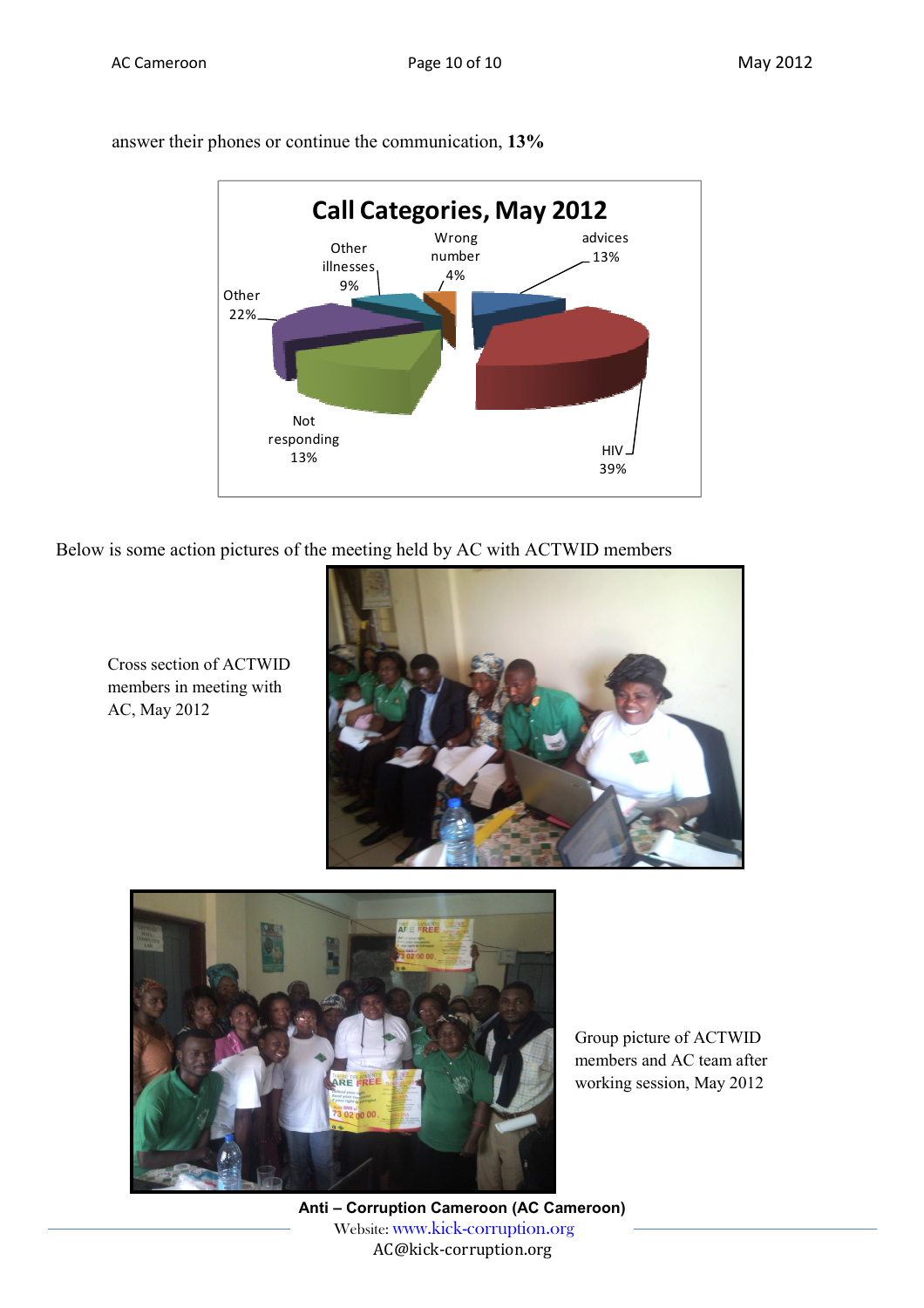answer their phones or continue the communication, **13%**

Call Categories, May 2012

Other illnesses 9%

Wrong number 4%

advices 13%

Other 22%

Not responding 13%

HIV 39%

Below is some action pictures of the meeting held by AC with ACTWID members

Cross section of ACTWID members in meeting with AC, May 2012

Group picture of ACTWID members and AC team after working session, May 2012

**Anti – Corruption Cameroon (AC Cameroon)**
Website: www.kick-corruption.org
AC@kick-corruption.org